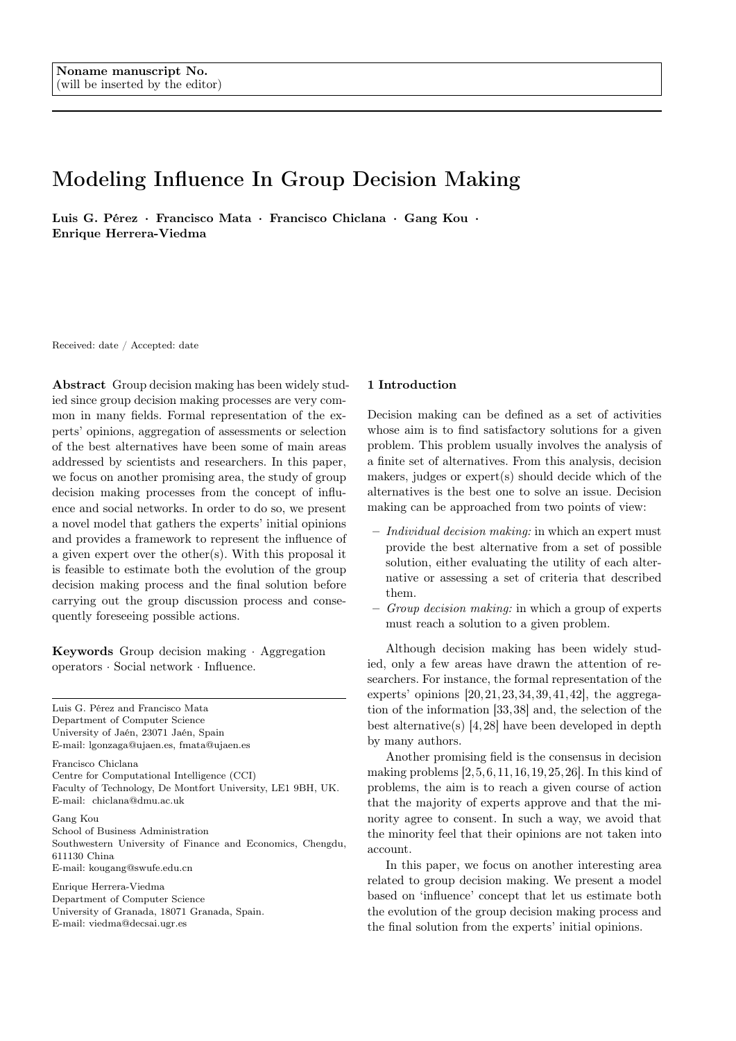Noname manuscript No.
(will be inserted by the editor)

# Modeling Influence In Group Decision Making

**Luis G. Pérez · Francisco Mata · Francisco Chiclana · Gang Kou · Enrique Herrera-Viedma**

Received: date / Accepted: date

**Abstract** Group decision making has been widely studied since group decision making processes are very common in many fields. Formal representation of the experts' opinions, aggregation of assessments or selection of the best alternatives have been some of main areas addressed by scientists and researchers. In this paper, we focus on another promising area, the study of group decision making processes from the concept of influence and social networks. In order to do so, we present a novel model that gathers the experts' initial opinions and provides a framework to represent the influence of a given expert over the other(s). With this proposal it is feasible to estimate both the evolution of the group decision making process and the final solution before carrying out the group discussion process and consequently foreseeing possible actions.

**Keywords** Group decision making · Aggregation operators · Social network · Influence.

---

Luis G. Pérez and Francisco Mata
Department of Computer Science
University of Jaén, 23071 Jaén, Spain
E-mail: lgonzaga@ujaen.es, fmata@ujaen.es

Francisco Chiclana
Centre for Computational Intelligence (CCI)
Faculty of Technology, De Montfort University, LE1 9BH, UK.
E-mail: chiclana@dmu.ac.uk

Gang Kou
School of Business Administration
Southwestern University of Finance and Economics, Chengdu, 611130 China
E-mail: kougang@swufe.edu.cn

Enrique Herrera-Viedma
Department of Computer Science
University of Granada, 18071 Granada, Spain.
E-mail: viedma@decsai.ugr.es

## 1 Introduction

Decision making can be defined as a set of activities whose aim is to find satisfactory solutions for a given problem. This problem usually involves the analysis of a finite set of alternatives. From this analysis, decision makers, judges or expert(s) should decide which of the alternatives is the best one to solve an issue. Decision making can be approached from two points of view:

- *Individual decision making:* in which an expert must provide the best alternative from a set of possible solution, either evaluating the utility of each alternative or assessing a set of criteria that described them.
- *Group decision making:* in which a group of experts must reach a solution to a given problem.

Although decision making has been widely studied, only a few areas have drawn the attention of researchers. For instance, the formal representation of the experts' opinions [20,21,23,34,39,41,42], the aggregation of the information [33,38] and, the selection of the best alternative(s) [4,28] have been developed in depth by many authors.

Another promising field is the consensus in decision making problems [2,5,6,11,16,19,25,26]. In this kind of problems, the aim is to reach a given course of action that the majority of experts approve and that the minority agree to consent. In such a way, we avoid that the minority feel that their opinions are not taken into account.

In this paper, we focus on another interesting area related to group decision making. We present a model based on 'influence' concept that let us estimate both the evolution of the group decision making process and the final solution from the experts' initial opinions.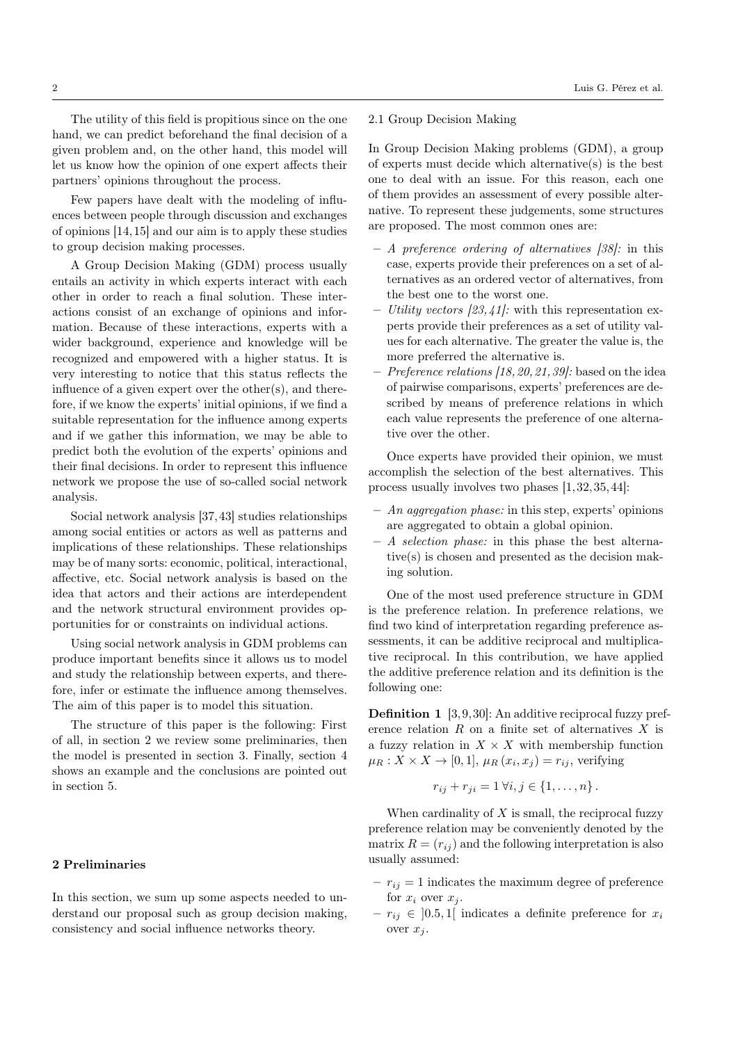The utility of this field is propitious since on the one hand, we can predict beforehand the final decision of a given problem and, on the other hand, this model will let us know how the opinion of one expert affects their partners' opinions throughout the process.

Few papers have dealt with the modeling of influences between people through discussion and exchanges of opinions [14,15] and our aim is to apply these studies to group decision making processes.

A Group Decision Making (GDM) process usually entails an activity in which experts interact with each other in order to reach a final solution. These interactions consist of an exchange of opinions and information. Because of these interactions, experts with a wider background, experience and knowledge will be recognized and empowered with a higher status. It is very interesting to notice that this status reflects the influence of a given expert over the other(s), and therefore, if we know the experts' initial opinions, if we find a suitable representation for the influence among experts and if we gather this information, we may be able to predict both the evolution of the experts' opinions and their final decisions. In order to represent this influence network we propose the use of so-called social network analysis.

Social network analysis [37,43] studies relationships among social entities or actors as well as patterns and implications of these relationships. These relationships may be of many sorts: economic, political, interactional, affective, etc. Social network analysis is based on the idea that actors and their actions are interdependent and the network structural environment provides opportunities for or constraints on individual actions.

Using social network analysis in GDM problems can produce important benefits since it allows us to model and study the relationship between experts, and therefore, infer or estimate the influence among themselves. The aim of this paper is to model this situation.

The structure of this paper is the following: First of all, in section 2 we review some preliminaries, then the model is presented in section 3. Finally, section 4 shows an example and the conclusions are pointed out in section 5.

## 2 Preliminaries

In this section, we sum up some aspects needed to understand our proposal such as group decision making, consistency and social influence networks theory.

### 2.1 Group Decision Making

In Group Decision Making problems (GDM), a group of experts must decide which alternative(s) is the best one to deal with an issue. For this reason, each one of them provides an assessment of every possible alternative. To represent these judgements, some structures are proposed. The most common ones are:

- *A preference ordering of alternatives [38]:* in this case, experts provide their preferences on a set of alternatives as an ordered vector of alternatives, from the best one to the worst one.
- *Utility vectors [23,41]:* with this representation experts provide their preferences as a set of utility values for each alternative. The greater the value is, the more preferred the alternative is.
- *Preference relations [18,20,21,39]:* based on the idea of pairwise comparisons, experts' preferences are described by means of preference relations in which each value represents the preference of one alternative over the other.

Once experts have provided their opinion, we must accomplish the selection of the best alternatives. This process usually involves two phases [1,32,35,44]:

- *An aggregation phase:* in this step, experts' opinions are aggregated to obtain a global opinion.
- *A selection phase:* in this phase the best alternative(s) is chosen and presented as the decision making solution.

One of the most used preference structure in GDM is the preference relation. In preference relations, we find two kind of interpretation regarding preference assessments, it can be additive reciprocal and multiplicative reciprocal. In this contribution, we have applied the additive preference relation and its definition is the following one:

**Definition 1** [3,9,30]: An additive reciprocal fuzzy preference relation $R$ on a finite set of alternatives $X$ is a fuzzy relation in $X \times X$ with membership function $\mu_R : X \times X \to [0,1]$, $\mu_R(x_i, x_j) = r_{ij}$, verifying

$$r_{ij} + r_{ji} = 1 \; \forall i,j \in \{1,\ldots,n\}.$$

When cardinality of $X$ is small, the reciprocal fuzzy preference relation may be conveniently denoted by the matrix $R = (r_{ij})$ and the following interpretation is also usually assumed:

- $r_{ij} = 1$ indicates the maximum degree of preference for $x_i$ over $x_j$.
- $r_{ij} \in \,]0.5, 1[$ indicates a definite preference for $x_i$ over $x_j$.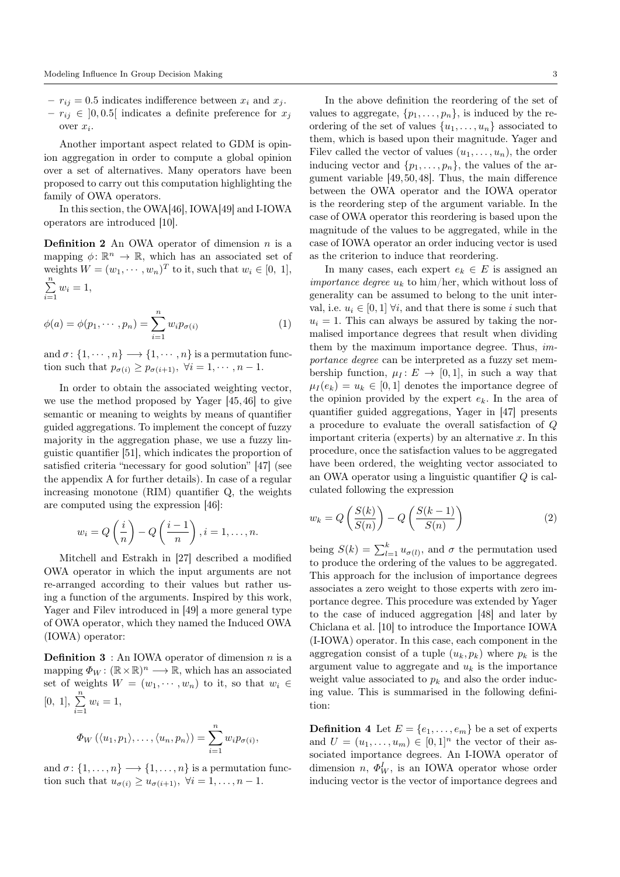- $r_{ij} = 0.5$ indicates indifference between $x_i$ and $x_j$.
- $r_{ij} \in ]0, 0.5[$ indicates a definite preference for $x_j$ over $x_i$.

Another important aspect related to GDM is opinion aggregation in order to compute a global opinion over a set of alternatives. Many operators have been proposed to carry out this computation highlighting the family of OWA operators.

In this section, the OWA[46], IOWA[49] and I-IOWA operators are introduced [10].

**Definition 2** An OWA operator of dimension $n$ is a mapping $\phi \colon \mathbb{R}^n \rightarrow \mathbb{R}$, which has an associated set of weights $W = (w_1, \cdots, w_n)^T$ to it, such that $w_i \in [0,\ 1]$, $\sum_{i=1}^{n} w_i = 1$,

$$\phi(a) = \phi(p_1, \cdots, p_n) = \sum_{i=1}^{n} w_i p_{\sigma(i)} \tag{1}$$

and $\sigma \colon \{1, \cdots, n\} \longrightarrow \{1, \cdots, n\}$ is a permutation function such that $p_{\sigma(i)} \geq p_{\sigma(i+1)},\ \forall i = 1, \cdots, n-1$.

In order to obtain the associated weighting vector, we use the method proposed by Yager [45,46] to give semantic or meaning to weights by means of quantifier guided aggregations. To implement the concept of fuzzy majority in the aggregation phase, we use a fuzzy linguistic quantifier [51], which indicates the proportion of satisfied criteria "necessary for good solution" [47] (see the appendix A for further details). In case of a regular increasing monotone (RIM) quantifier Q, the weights are computed using the expression [46]:

$$w_i = Q\left(\frac{i}{n}\right) - Q\left(\frac{i-1}{n}\right), i = 1, \ldots, n.$$

Mitchell and Estrakh in [27] described a modified OWA operator in which the input arguments are not re-arranged according to their values but rather using a function of the arguments. Inspired by this work, Yager and Filev introduced in [49] a more general type of OWA operator, which they named the Induced OWA (IOWA) operator:

**Definition 3** : An IOWA operator of dimension $n$ is a mapping $\Phi_W \colon (\mathbb{R} \times \mathbb{R})^n \longrightarrow \mathbb{R}$, which has an associated set of weights $W = (w_1, \cdots, w_n)$ to it, so that $w_i \in [0,\ 1]$, $\sum_{i=1}^{n} w_i = 1$,

$$\Phi_W \left(\langle u_1, p_1 \rangle, \ldots, \langle u_n, p_n \rangle\right) = \sum_{i=1}^{n} w_i p_{\sigma(i)},$$

and $\sigma \colon \{1, \ldots, n\} \longrightarrow \{1, \ldots, n\}$ is a permutation function such that $u_{\sigma(i)} \geq u_{\sigma(i+1)},\ \forall i = 1, \ldots, n-1$.

In the above definition the reordering of the set of values to aggregate, $\{p_1, \ldots, p_n\}$, is induced by the reordering of the set of values $\{u_1, \ldots, u_n\}$ associated to them, which is based upon their magnitude. Yager and Filev called the vector of values $(u_1, \ldots, u_n)$, the order inducing vector and $\{p_1, \ldots, p_n\}$, the values of the argument variable [49,50,48]. Thus, the main difference between the OWA operator and the IOWA operator is the reordering step of the argument variable. In the case of OWA operator this reordering is based upon the magnitude of the values to be aggregated, while in the case of IOWA operator an order inducing vector is used as the criterion to induce that reordering.

In many cases, each expert $e_k \in E$ is assigned an *importance degree* $u_k$ to him/her, which without loss of generality can be assumed to belong to the unit interval, i.e. $u_i \in [0, 1]\ \forall i$, and that there is some $i$ such that $u_i = 1$. This can always be assured by taking the normalised importance degrees that result when dividing them by the maximum importance degree. Thus, *importance degree* can be interpreted as a fuzzy set membership function, $\mu_I \colon E \rightarrow [0, 1]$, in such a way that $\mu_I(e_k) = u_k \in [0, 1]$ denotes the importance degree of the opinion provided by the expert $e_k$. In the area of quantifier guided aggregations, Yager in [47] presents a procedure to evaluate the overall satisfaction of $Q$ important criteria (experts) by an alternative $x$. In this procedure, once the satisfaction values to be aggregated have been ordered, the weighting vector associated to an OWA operator using a linguistic quantifier $Q$ is calculated following the expression

$$w_k = Q\left(\frac{S(k)}{S(n)}\right) - Q\left(\frac{S(k-1)}{S(n)}\right) \tag{2}$$

being $S(k) = \sum_{l=1}^{k} u_{\sigma(l)}$, and $\sigma$ the permutation used to produce the ordering of the values to be aggregated. This approach for the inclusion of importance degrees associates a zero weight to those experts with zero importance degree. This procedure was extended by Yager to the case of induced aggregation [48] and later by Chiclana et al. [10] to introduce the Importance IOWA (I-IOWA) operator. In this case, each component in the aggregation consist of a tuple $(u_k, p_k)$ where $p_k$ is the argument value to aggregate and $u_k$ is the importance weight value associated to $p_k$ and also the order inducing value. This is summarised in the following definition:

**Definition 4** Let $E = \{e_1, \ldots, e_m\}$ be a set of experts and $U = (u_1, \ldots, u_m) \in [0, 1]^n$ the vector of their associated importance degrees. An I-IOWA operator of dimension $n$, $\Phi_W^I$, is an IOWA operator whose order inducing vector is the vector of importance degrees and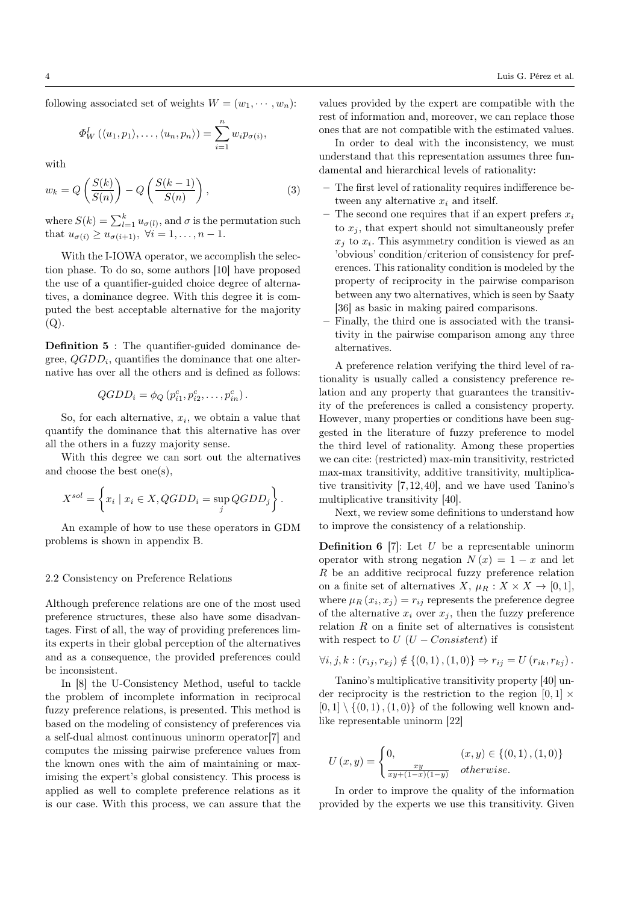following associated set of weights $W = (w_1, \cdots, w_n)$:

$$\Phi_W^I(\langle u_1, p_1 \rangle, \ldots, \langle u_n, p_n \rangle) = \sum_{i=1}^{n} w_i p_{\sigma(i)},$$

with

$$w_k = Q\left(\frac{S(k)}{S(n)}\right) - Q\left(\frac{S(k-1)}{S(n)}\right), \tag{3}$$

where $S(k) = \sum_{l=1}^{k} u_{\sigma(l)}$, and $\sigma$ is the permutation such that $u_{\sigma(i)} \geq u_{\sigma(i+1)}, \ \forall i = 1, \ldots, n-1$.

With the I-IOWA operator, we accomplish the selection phase. To do so, some authors [10] have proposed the use of a quantifier-guided choice degree of alternatives, a dominance degree. With this degree it is computed the best acceptable alternative for the majority (Q).

**Definition 5** : The quantifier-guided dominance degree, $QGDD_i$, quantifies the dominance that one alternative has over all the others and is defined as follows:

$$QGDD_i = \phi_Q\left(p_{i1}^c, p_{i2}^c, \ldots, p_{in}^c\right).$$

So, for each alternative, $x_i$, we obtain a value that quantify the dominance that this alternative has over all the others in a fuzzy majority sense.

With this degree we can sort out the alternatives and choose the best one(s),

$$X^{sol} = \left\{ x_i \mid x_i \in X, QGDD_i = \sup_j QGDD_j \right\}.$$

An example of how to use these operators in GDM problems is shown in appendix B.

### 2.2 Consistency on Preference Relations

Although preference relations are one of the most used preference structures, these also have some disadvantages. First of all, the way of providing preferences limits experts in their global perception of the alternatives and as a consequence, the provided preferences could be inconsistent.

In [8] the U-Consistency Method, useful to tackle the problem of incomplete information in reciprocal fuzzy preference relations, is presented. This method is based on the modeling of consistency of preferences via a self-dual almost continuous uninorm operator[7] and computes the missing pairwise preference values from the known ones with the aim of maintaining or maximising the expert's global consistency. This process is applied as well to complete preference relations as it is our case. With this process, we can assure that the values provided by the expert are compatible with the rest of information and, moreover, we can replace those ones that are not compatible with the estimated values.

In order to deal with the inconsistency, we must understand that this representation assumes three fundamental and hierarchical levels of rationality:

- The first level of rationality requires indifference between any alternative $x_i$ and itself.
- The second one requires that if an expert prefers $x_i$ to $x_j$, that expert should not simultaneously prefer $x_j$ to $x_i$. This asymmetry condition is viewed as an 'obvious' condition/criterion of consistency for preferences. This rationality condition is modeled by the property of reciprocity in the pairwise comparison between any two alternatives, which is seen by Saaty [36] as basic in making paired comparisons.
- Finally, the third one is associated with the transitivity in the pairwise comparison among any three alternatives.

A preference relation verifying the third level of rationality is usually called a consistency preference relation and any property that guarantees the transitivity of the preferences is called a consistency property. However, many properties or conditions have been suggested in the literature of fuzzy preference to model the third level of rationality. Among these properties we can cite: (restricted) max-min transitivity, restricted max-max transitivity, additive transitivity, multiplicative transitivity [7,12,40], and we have used Tanino's multiplicative transitivity [40].

Next, we review some definitions to understand how to improve the consistency of a relationship.

**Definition 6** [7]: Let $U$ be a representable uninorm operator with strong negation $N(x) = 1 - x$ and let $R$ be an additive reciprocal fuzzy preference relation on a finite set of alternatives $X$, $\mu_R : X \times X \to [0,1]$, where $\mu_R(x_i, x_j) = r_{ij}$ represents the preference degree of the alternative $x_i$ over $x_j$, then the fuzzy preference relation $R$ on a finite set of alternatives is consistent with respect to $U$ ($U - Consistent$) if

$$\forall i, j, k : (r_{ij}, r_{kj}) \notin \{(0,1), (1,0)\} \Rightarrow r_{ij} = U(r_{ik}, r_{kj}).$$

Tanino's multiplicative transitivity property [40] under reciprocity is the restriction to the region $[0,1] \times [0,1] \setminus \{(0,1), (1,0)\}$ of the following well known and-like representable uninorm [22]

$$U(x,y) = \begin{cases} 0, & (x,y) \in \{(0,1), (1,0)\} \\ \frac{xy}{xy + (1-x)(1-y)} & otherwise. \end{cases}$$

In order to improve the quality of the information provided by the experts we use this transitivity. Given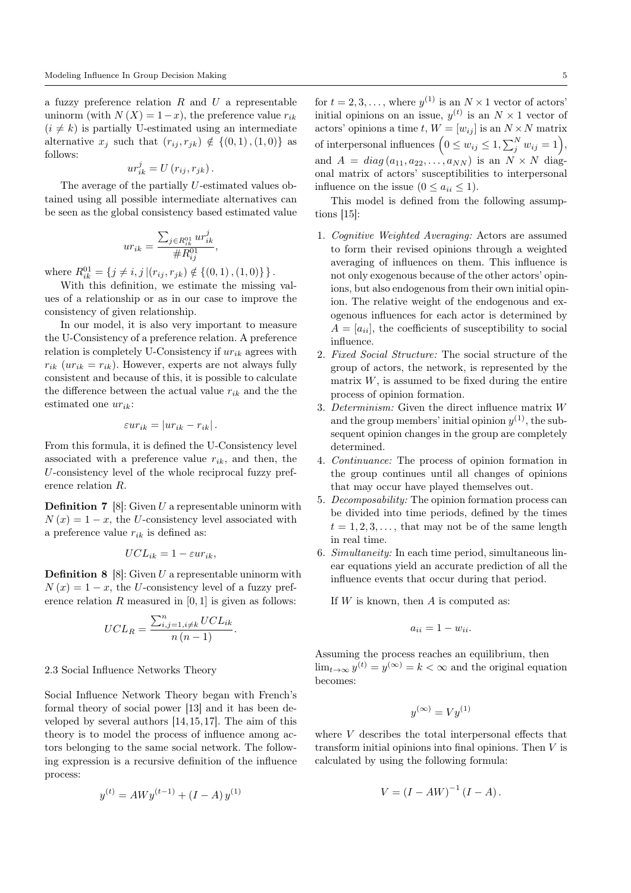a fuzzy preference relation $R$ and $U$ a representable uninorm (with $N(X) = 1 - x$), the preference value $r_{ik}$ ($i \neq k$) is partially U-estimated using an intermediate alternative $x_j$ such that $(r_{ij}, r_{jk}) \notin \{(0,1),(1,0)\}$ as follows:

$$ur_{ik}^{j} = U(r_{ij}, r_{jk}).$$

The average of the partially $U$-estimated values obtained using all possible intermediate alternatives can be seen as the global consistency based estimated value

$$ur_{ik} = \frac{\sum_{j \in R_{ik}^{01}} ur_{ik}^{j}}{\# R_{ij}^{01}},$$

where $R_{ik}^{01} = \{j \neq i, j \,|(r_{ij}, r_{jk}) \notin \{(0,1),(1,0)\}\}$.

With this definition, we estimate the missing values of a relationship or as in our case to improve the consistency of given relationship.

In our model, it is also very important to measure the U-Consistency of a preference relation. A preference relation is completely U-Consistency if $ur_{ik}$ agrees with $r_{ik}$ ($ur_{ik} = r_{ik}$). However, experts are not always fully consistent and because of this, it is possible to calculate the difference between the actual value $r_{ik}$ and the the estimated one $ur_{ik}$:

$$\varepsilon ur_{ik} = |ur_{ik} - r_{ik}|.$$

From this formula, it is defined the U-Consistency level associated with a preference value $r_{ik}$, and then, the $U$-consistency level of the whole reciprocal fuzzy preference relation $R$.

**Definition 7** [8]: Given $U$ a representable uninorm with $N(x) = 1 - x$, the $U$-consistency level associated with a preference value $r_{ik}$ is defined as:

$$UCL_{ik} = 1 - \varepsilon ur_{ik},$$

**Definition 8** [8]: Given $U$ a representable uninorm with $N(x) = 1 - x$, the $U$-consistency level of a fuzzy preference relation $R$ measured in $[0,1]$ is given as follows:

$$UCL_R = \frac{\sum_{i,j=1, i\neq k}^{n} UCL_{ik}}{n(n-1)}.$$

### 2.3 Social Influence Networks Theory

Social Influence Network Theory began with French's formal theory of social power [13] and it has been developed by several authors [14,15,17]. The aim of this theory is to model the process of influence among actors belonging to the same social network. The following expression is a recursive definition of the influence process:

$$y^{(t)} = AWy^{(t-1)} + (I - A)\,y^{(1)}$$

for $t = 2, 3, \ldots$, where $y^{(1)}$ is an $N \times 1$ vector of actors' initial opinions on an issue, $y^{(t)}$ is an $N \times 1$ vector of actors' opinions a time $t$, $W = [w_{ij}]$ is an $N \times N$ matrix of interpersonal influences $\left(0 \leq w_{ij} \leq 1, \sum_{j}^{N} w_{ij} = 1\right)$, and $A = diag(a_{11}, a_{22}, \ldots, a_{NN})$ is an $N \times N$ diagonal matrix of actors' susceptibilities to interpersonal influence on the issue ($0 \leq a_{ii} \leq 1$).

This model is defined from the following assumptions [15]:

1. *Cognitive Weighted Averaging:* Actors are assumed to form their revised opinions through a weighted averaging of influences on them. This influence is not only exogenous because of the other actors' opinions, but also endogenous from their own initial opinion. The relative weight of the endogenous and exogenous influences for each actor is determined by $A = [a_{ii}]$, the coefficients of susceptibility to social influence.
2. *Fixed Social Structure:* The social structure of the group of actors, the network, is represented by the matrix $W$, is assumed to be fixed during the entire process of opinion formation.
3. *Determinism:* Given the direct influence matrix $W$ and the group members' initial opinion $y^{(1)}$, the subsequent opinion changes in the group are completely determined.
4. *Continuance:* The process of opinion formation in the group continues until all changes of opinions that may occur have played themselves out.
5. *Decomposability:* The opinion formation process can be divided into time periods, defined by the times $t = 1, 2, 3, \ldots$, that may not be of the same length in real time.
6. *Simultaneity:* In each time period, simultaneous linear equations yield an accurate prediction of all the influence events that occur during that period.

If $W$ is known, then $A$ is computed as:

$$a_{ii} = 1 - w_{ii}.$$

Assuming the process reaches an equilibrium, then $\lim_{t\to\infty} y^{(t)} = y^{(\infty)} = k < \infty$ and the original equation becomes:

$$y^{(\infty)} = Vy^{(1)}$$

where $V$ describes the total interpersonal effects that transform initial opinions into final opinions. Then $V$ is calculated by using the following formula:

$$V = (I - AW)^{-1}(I - A).$$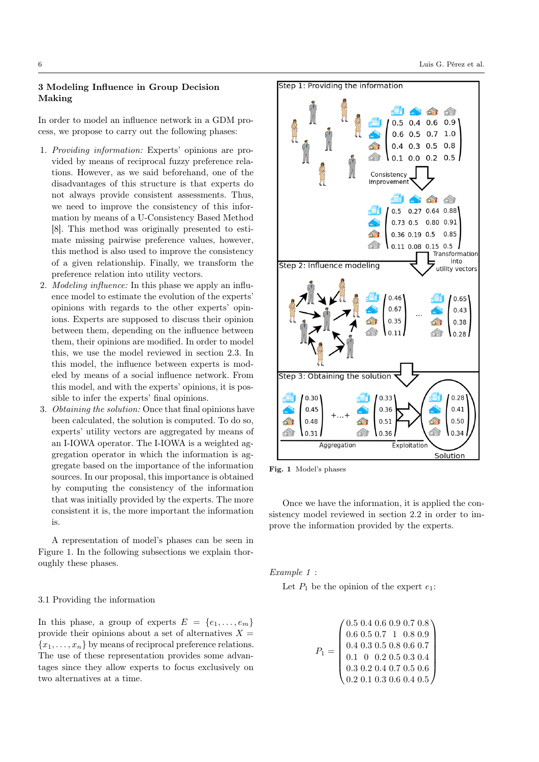## 3 Modeling Influence in Group Decision Making

In order to model an influence network in a GDM process, we propose to carry out the following phases:

1. *Providing information:* Experts' opinions are provided by means of reciprocal fuzzy preference relations. However, as we said beforehand, one of the disadvantages of this structure is that experts do not always provide consistent assessments. Thus, we need to improve the consistency of this information by means of a U-Consistency Based Method [8]. This method was originally presented to estimate missing pairwise preference values, however, this method is also used to improve the consistency of a given relationship. Finally, we transform the preference relation into utility vectors.
2. *Modeling influence:* In this phase we apply an influence model to estimate the evolution of the experts' opinions with regards to the other experts' opinions. Experts are supposed to discuss their opinion between them, depending on the influence between them, their opinions are modified. In order to model this, we use the model reviewed in section 2.3. In this model, the influence between experts is modeled by means of a social influence network. From this model, and with the experts' opinions, it is possible to infer the experts' final opinions.
3. *Obtaining the solution:* Once that final opinions have been calculated, the solution is computed. To do so, experts' utility vectors are aggregated by means of an I-IOWA operator. The I-IOWA is a weighted aggregation operator in which the information is aggregate based on the importance of the information sources. In our proposal, this importance is obtained by computing the consistency of the information that was initially provided by the experts. The more consistent it is, the more important the information is.

A representation of model's phases can be seen in Figure 1. In the following subsections we explain thoroughly these phases.

**Fig. 1** Model's phases

### 3.1 Providing the information

In this phase, a group of experts $E = \{e_1, \dots, e_m\}$ provide their opinions about a set of alternatives $X = \{x_1, \dots, x_n\}$ by means of reciprocal preference relations. The use of these representation provides some advantages since they allow experts to focus exclusively on two alternatives at a time.

Once we have the information, it is applied the consistency model reviewed in section 2.2 in order to improve the information provided by the experts.

*Example 1* :

Let $P_1$ be the opinion of the expert $e_1$:

$$P_1 = \begin{pmatrix} 0.5 & 0.4 & 0.6 & 0.9 & 0.7 & 0.8 \\ 0.6 & 0.5 & 0.7 & 1 & 0.8 & 0.9 \\ 0.4 & 0.3 & 0.5 & 0.8 & 0.6 & 0.7 \\ 0.1 & 0 & 0.2 & 0.5 & 0.3 & 0.4 \\ 0.3 & 0.2 & 0.4 & 0.7 & 0.5 & 0.6 \\ 0.2 & 0.1 & 0.3 & 0.6 & 0.4 & 0.5 \end{pmatrix}$$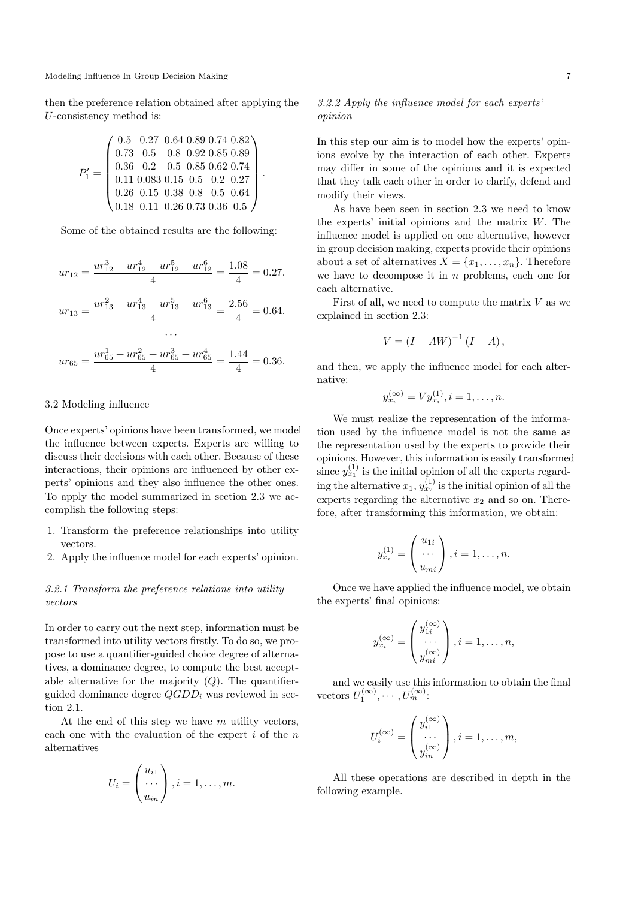then the preference relation obtained after applying the $U$-consistency method is:

$$P_1' = \begin{pmatrix} 0.5 & 0.27 & 0.64 & 0.89 & 0.74 & 0.82 \\ 0.73 & 0.5 & 0.8 & 0.92 & 0.85 & 0.89 \\ 0.36 & 0.2 & 0.5 & 0.85 & 0.62 & 0.74 \\ 0.11 & 0.083 & 0.15 & 0.5 & 0.2 & 0.27 \\ 0.26 & 0.15 & 0.38 & 0.8 & 0.5 & 0.64 \\ 0.18 & 0.11 & 0.26 & 0.73 & 0.36 & 0.5 \end{pmatrix}.$$

Some of the obtained results are the following:

$$ur_{12} = \frac{ur_{12}^3 + ur_{12}^4 + ur_{12}^5 + ur_{12}^6}{4} = \frac{1.08}{4} = 0.27.$$

$$ur_{13} = \frac{ur_{13}^2 + ur_{13}^4 + ur_{13}^5 + ur_{13}^6}{4} = \frac{2.56}{4} = 0.64.$$

$$\cdots$$

$$ur_{65} = \frac{ur_{65}^1 + ur_{65}^2 + ur_{65}^3 + ur_{65}^4}{4} = \frac{1.44}{4} = 0.36.$$

### 3.2 Modeling influence

Once experts' opinions have been transformed, we model the influence between experts. Experts are willing to discuss their decisions with each other. Because of these interactions, their opinions are influenced by other experts' opinions and they also influence the other ones. To apply the model summarized in section 2.3 we accomplish the following steps:

1. Transform the preference relationships into utility vectors.
2. Apply the influence model for each experts' opinion.

#### *3.2.1 Transform the preference relations into utility vectors*

In order to carry out the next step, information must be transformed into utility vectors firstly. To do so, we propose to use a quantifier-guided choice degree of alternatives, a dominance degree, to compute the best acceptable alternative for the majority ($Q$). The quantifier-guided dominance degree $QGDD_i$ was reviewed in section 2.1.

At the end of this step we have $m$ utility vectors, each one with the evaluation of the expert $i$ of the $n$ alternatives

$$U_i = \begin{pmatrix} u_{i1} \\ \cdots \\ u_{in} \end{pmatrix}, i = 1, \ldots, m.$$

#### *3.2.2 Apply the influence model for each experts' opinion*

In this step our aim is to model how the experts' opinions evolve by the interaction of each other. Experts may differ in some of the opinions and it is expected that they talk each other in order to clarify, defend and modify their views.

As have been seen in section 2.3 we need to know the experts' initial opinions and the matrix $W$. The influence model is applied on one alternative, however in group decision making, experts provide their opinions about a set of alternatives $X = \{x_1, \ldots, x_n\}$. Therefore we have to decompose it in $n$ problems, each one for each alternative.

First of all, we need to compute the matrix $V$ as we explained in section 2.3:

$$V = (I - AW)^{-1} (I - A),$$

and then, we apply the influence model for each alternative:

$$y_{x_i}^{(\infty)} = V y_{x_i}^{(1)}, i = 1, \ldots, n.$$

We must realize the representation of the information used by the influence model is not the same as the representation used by the experts to provide their opinions. However, this information is easily transformed since $y_{x_1}^{(1)}$ is the initial opinion of all the experts regarding the alternative $x_1$, $y_{x_2}^{(1)}$ is the initial opinion of all the experts regarding the alternative $x_2$ and so on. Therefore, after transforming this information, we obtain:

$$y_{x_i}^{(1)} = \begin{pmatrix} u_{1i} \\ \cdots \\ u_{mi} \end{pmatrix}, i = 1, \ldots, n.$$

Once we have applied the influence model, we obtain the experts' final opinions:

$$y_{x_i}^{(\infty)} = \begin{pmatrix} y_{1i}^{(\infty)} \\ \cdots \\ y_{mi}^{(\infty)} \end{pmatrix}, i = 1, \ldots, n,$$

and we easily use this information to obtain the final vectors $U_1^{(\infty)}, \cdots, U_m^{(\infty)}$:

$$U_i^{(\infty)} = \begin{pmatrix} y_{i1}^{(\infty)} \\ \cdots \\ y_{in}^{(\infty)} \end{pmatrix}, i = 1, \ldots, m,$$

All these operations are described in depth in the following example.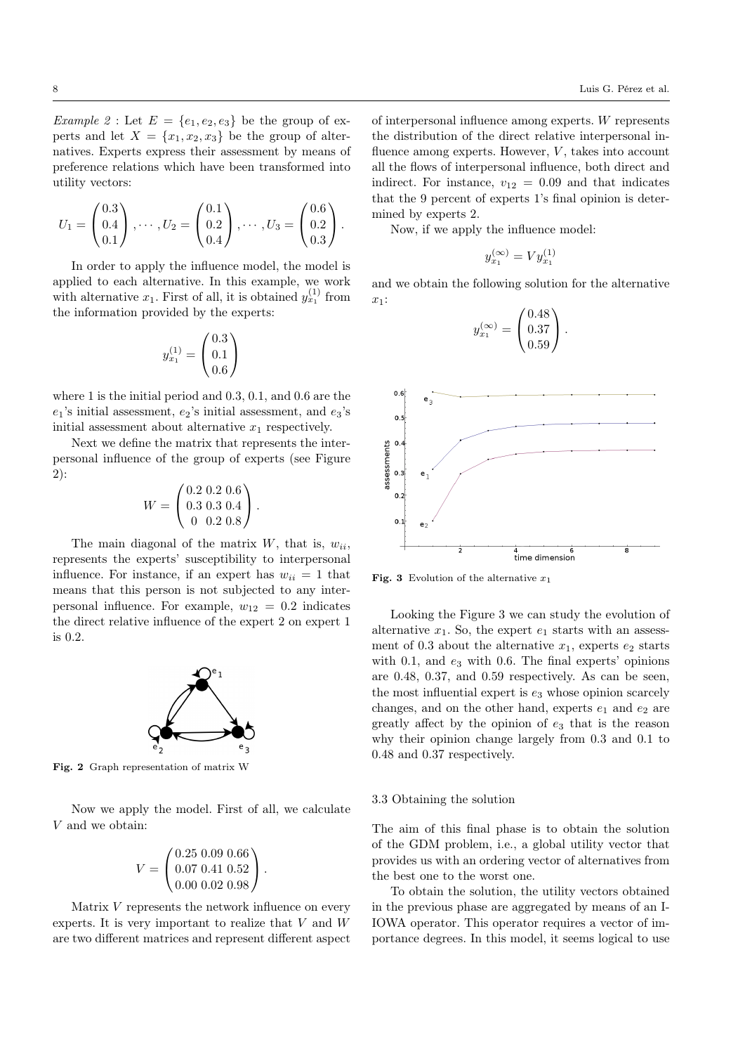*Example 2* : Let $E = \{e_1, e_2, e_3\}$ be the group of experts and let $X = \{x_1, x_2, x_3\}$ be the group of alternatives. Experts express their assessment by means of preference relations which have been transformed into utility vectors:

$$U_1 = \begin{pmatrix} 0.3 \\ 0.4 \\ 0.1 \end{pmatrix}, \cdots, U_2 = \begin{pmatrix} 0.1 \\ 0.2 \\ 0.4 \end{pmatrix}, \cdots, U_3 = \begin{pmatrix} 0.6 \\ 0.2 \\ 0.3 \end{pmatrix}.$$

In order to apply the influence model, the model is applied to each alternative. In this example, we work with alternative $x_1$. First of all, it is obtained $y_{x_1}^{(1)}$ from the information provided by the experts:

$$y_{x_1}^{(1)} = \begin{pmatrix} 0.3 \\ 0.1 \\ 0.6 \end{pmatrix}$$

where 1 is the initial period and 0.3, 0.1, and 0.6 are the $e_1$'s initial assessment, $e_2$'s initial assessment, and $e_3$'s initial assessment about alternative $x_1$ respectively.

Next we define the matrix that represents the interpersonal influence of the group of experts (see Figure 2):

$$W = \begin{pmatrix} 0.2 & 0.2 & 0.6 \\ 0.3 & 0.3 & 0.4 \\ 0 & 0.2 & 0.8 \end{pmatrix}.$$

The main diagonal of the matrix $W$, that is, $w_{ii}$, represents the experts' susceptibility to interpersonal influence. For instance, if an expert has $w_{ii} = 1$ that means that this person is not subjected to any interpersonal influence. For example, $w_{12} = 0.2$ indicates the direct relative influence of the expert 2 on expert 1 is 0.2.

**Fig. 2** Graph representation of matrix W

Now we apply the model. First of all, we calculate $V$ and we obtain:

$$V = \begin{pmatrix} 0.25 & 0.09 & 0.66 \\ 0.07 & 0.41 & 0.52 \\ 0.00 & 0.02 & 0.98 \end{pmatrix}.$$

Matrix $V$ represents the network influence on every experts. It is very important to realize that $V$ and $W$ are two different matrices and represent different aspect of interpersonal influence among experts. $W$ represents the distribution of the direct relative interpersonal influence among experts. However, $V$, takes into account all the flows of interpersonal influence, both direct and indirect. For instance, $v_{12} = 0.09$ and that indicates that the 9 percent of experts 1's final opinion is determined by experts 2.

Now, if we apply the influence model:

$$y_{x_1}^{(\infty)} = V y_{x_1}^{(1)}$$

and we obtain the following solution for the alternative $x_1$:

$$y_{x_1}^{(\infty)} = \begin{pmatrix} 0.48 \\ 0.37 \\ 0.59 \end{pmatrix}.$$

**Fig. 3** Evolution of the alternative $x_1$

Looking the Figure 3 we can study the evolution of alternative $x_1$. So, the expert $e_1$ starts with an assessment of 0.3 about the alternative $x_1$, experts $e_2$ starts with 0.1, and $e_3$ with 0.6. The final experts' opinions are 0.48, 0.37, and 0.59 respectively. As can be seen, the most influential expert is $e_3$ whose opinion scarcely changes, and on the other hand, experts $e_1$ and $e_2$ are greatly affect by the opinion of $e_3$ that is the reason why their opinion change largely from 0.3 and 0.1 to 0.48 and 0.37 respectively.

### 3.3 Obtaining the solution

The aim of this final phase is to obtain the solution of the GDM problem, i.e., a global utility vector that provides us with an ordering vector of alternatives from the best one to the worst one.

To obtain the solution, the utility vectors obtained in the previous phase are aggregated by means of an I-IOWA operator. This operator requires a vector of importance degrees. In this model, it seems logical to use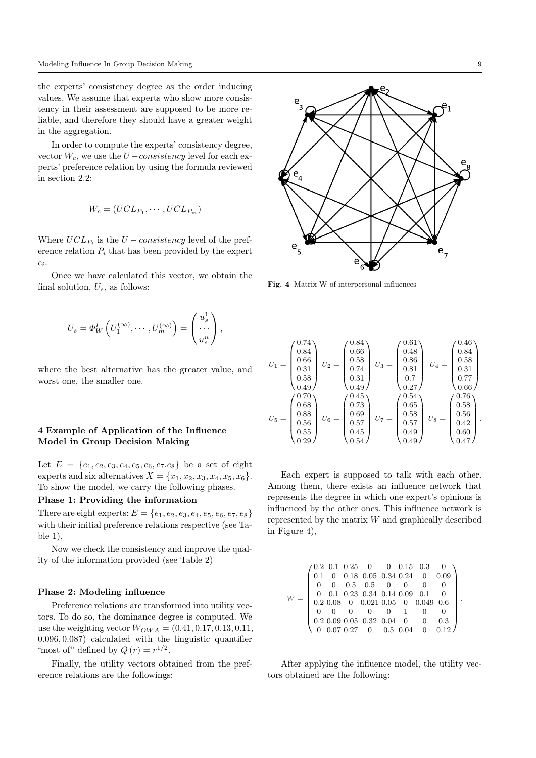the experts' consistency degree as the order inducing values. We assume that experts who show more consistency in their assessment are supposed to be more reliable, and therefore they should have a greater weight in the aggregation.

In order to compute the experts' consistency degree, vector $W_c$, we use the $U-consistency$ level for each experts' preference relation by using the formula reviewed in section 2.2:

$$W_c = (UCL_{P_1}, \cdots, UCL_{P_m})$$

Where $UCL_{P_i}$ is the $U-consistency$ level of the preference relation $P_i$ that has been provided by the expert $e_i$.

Once we have calculated this vector, we obtain the final solution, $U_s$, as follows:

$$U_s = \Phi_W^I \left( U_1^{(\infty)}, \cdots, U_m^{(\infty)} \right) = \begin{pmatrix} u_s^1 \\ \cdots \\ u_s^n \end{pmatrix},$$

where the best alternative has the greater value, and worst one, the smaller one.

## 4 Example of Application of the Influence Model in Group Decision Making

Let $E = \{e_1, e_2, e_3, e_4, e_5, e_6, e_7.e_8\}$ be a set of eight experts and six alternatives $X = \{x_1, x_2, x_3, x_4, x_5, x_6\}$. To show the model, we carry the following phases.

**Phase 1: Providing the information**

There are eight experts: $E = \{e_1, e_2, e_3, e_4, e_5, e_6, e_7, e_8\}$ with their initial preference relations respective (see Table 1),

Now we check the consistency and improve the quality of the information provided (see Table 2)

**Phase 2: Modeling influence**

Preference relations are transformed into utility vectors. To do so, the dominance degree is computed. We use the weighting vector $W_{OWA} = (0.41, 0.17, 0.13, 0.11, 0.096, 0.087)$ calculated with the linguistic quantifier "most of" defined by $Q(r) = r^{1/2}$.

Finally, the utility vectors obtained from the preference relations are the followings:

Fig. 4 Matrix W of interpersonal influences

$$U_1 = \begin{pmatrix} 0.74 \\ 0.84 \\ 0.66 \\ 0.31 \\ 0.58 \\ 0.49 \end{pmatrix} \; U_2 = \begin{pmatrix} 0.84 \\ 0.66 \\ 0.58 \\ 0.74 \\ 0.31 \\ 0.49 \end{pmatrix} \; U_3 = \begin{pmatrix} 0.61 \\ 0.48 \\ 0.86 \\ 0.81 \\ 0.7 \\ 0.27 \end{pmatrix} \; U_4 = \begin{pmatrix} 0.46 \\ 0.84 \\ 0.58 \\ 0.31 \\ 0.77 \\ 0.66 \end{pmatrix}$$

$$U_5 = \begin{pmatrix} 0.70 \\ 0.68 \\ 0.88 \\ 0.56 \\ 0.55 \\ 0.29 \end{pmatrix} \; U_6 = \begin{pmatrix} 0.45 \\ 0.73 \\ 0.69 \\ 0.57 \\ 0.45 \\ 0.54 \end{pmatrix} \; U_7 = \begin{pmatrix} 0.54 \\ 0.65 \\ 0.58 \\ 0.57 \\ 0.49 \\ 0.49 \end{pmatrix} \; U_8 = \begin{pmatrix} 0.76 \\ 0.58 \\ 0.56 \\ 0.42 \\ 0.60 \\ 0.47 \end{pmatrix}.$$

Each expert is supposed to talk with each other. Among them, there exists an influence network that represents the degree in which one expert's opinions is influenced by the other ones. This influence network is represented by the matrix $W$ and graphically described in Figure 4),

$$W = \begin{pmatrix} 0.2 & 0.1 & 0.25 & 0 & 0 & 0.15 & 0.3 & 0 \\ 0.1 & 0 & 0.18 & 0.05 & 0.34 & 0.24 & 0 & 0.09 \\ 0 & 0 & 0.5 & 0.5 & 0 & 0 & 0 & 0 \\ 0 & 0.1 & 0.23 & 0.34 & 0.14 & 0.09 & 0.1 & 0 \\ 0.2 & 0.08 & 0 & 0.021 & 0.05 & 0 & 0.049 & 0.6 \\ 0 & 0 & 0 & 0 & 0 & 1 & 0 & 0 \\ 0.2 & 0.09 & 0.05 & 0.32 & 0.04 & 0 & 0 & 0.3 \\ 0 & 0.07 & 0.27 & 0 & 0.5 & 0.04 & 0 & 0.12 \end{pmatrix}.$$

After applying the influence model, the utility vectors obtained are the following: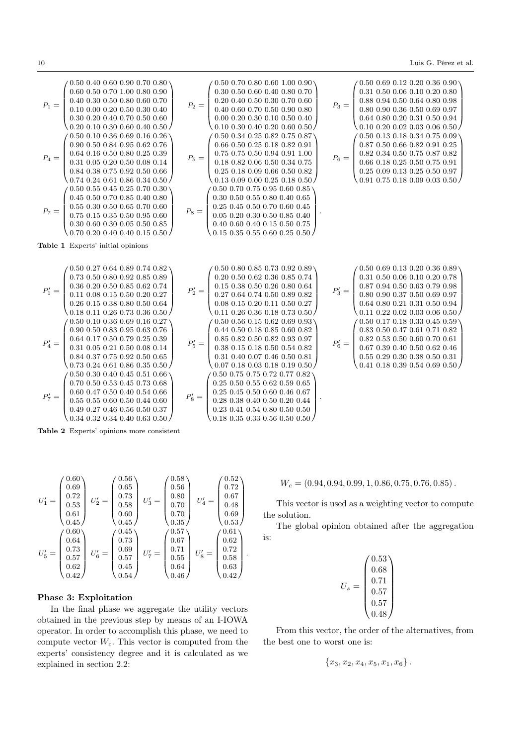$$
P_1 = \begin{pmatrix} 0.50 & 0.40 & 0.60 & 0.90 & 0.70 & 0.80 \\ 0.60 & 0.50 & 0.70 & 1.00 & 0.80 & 0.90 \\ 0.40 & 0.30 & 0.50 & 0.80 & 0.60 & 0.70 \\ 0.10 & 0.00 & 0.20 & 0.50 & 0.30 & 0.40 \\ 0.30 & 0.20 & 0.40 & 0.70 & 0.50 & 0.60 \\ 0.20 & 0.10 & 0.30 & 0.60 & 0.40 & 0.50 \end{pmatrix}
\quad
P_2 = \begin{pmatrix} 0.50 & 0.70 & 0.80 & 0.60 & 1.00 & 0.90 \\ 0.30 & 0.50 & 0.60 & 0.40 & 0.80 & 0.70 \\ 0.20 & 0.40 & 0.50 & 0.30 & 0.70 & 0.60 \\ 0.40 & 0.60 & 0.70 & 0.50 & 0.90 & 0.80 \\ 0.00 & 0.20 & 0.30 & 0.10 & 0.50 & 0.40 \\ 0.10 & 0.30 & 0.40 & 0.20 & 0.60 & 0.50 \end{pmatrix}
\quad
P_3 = \begin{pmatrix} 0.50 & 0.69 & 0.12 & 0.20 & 0.36 & 0.90 \\ 0.31 & 0.50 & 0.06 & 0.10 & 0.20 & 0.80 \\ 0.88 & 0.94 & 0.50 & 0.64 & 0.80 & 0.98 \\ 0.80 & 0.90 & 0.36 & 0.50 & 0.69 & 0.97 \\ 0.64 & 0.80 & 0.20 & 0.31 & 0.50 & 0.94 \\ 0.10 & 0.20 & 0.02 & 0.03 & 0.06 & 0.50 \end{pmatrix}
$$

$$
P_4 = \begin{pmatrix} 0.50 & 0.10 & 0.36 & 0.69 & 0.16 & 0.26 \\ 0.90 & 0.50 & 0.84 & 0.95 & 0.62 & 0.76 \\ 0.64 & 0.16 & 0.50 & 0.80 & 0.25 & 0.39 \\ 0.31 & 0.05 & 0.20 & 0.50 & 0.08 & 0.14 \\ 0.84 & 0.38 & 0.75 & 0.92 & 0.50 & 0.66 \\ 0.74 & 0.24 & 0.61 & 0.86 & 0.34 & 0.50 \end{pmatrix}
\quad
P_5 = \begin{pmatrix} 0.50 & 0.34 & 0.25 & 0.82 & 0.75 & 0.87 \\ 0.66 & 0.50 & 0.25 & 0.18 & 0.82 & 0.91 \\ 0.75 & 0.75 & 0.50 & 0.94 & 0.91 & 1.00 \\ 0.18 & 0.82 & 0.06 & 0.50 & 0.34 & 0.75 \\ 0.25 & 0.18 & 0.09 & 0.66 & 0.50 & 0.82 \\ 0.13 & 0.09 & 0.00 & 0.25 & 0.18 & 0.50 \end{pmatrix}
\quad
P_6 = \begin{pmatrix} 0.50 & 0.13 & 0.18 & 0.34 & 0.75 & 0.09 \\ 0.87 & 0.50 & 0.66 & 0.82 & 0.91 & 0.25 \\ 0.82 & 0.34 & 0.50 & 0.75 & 0.87 & 0.82 \\ 0.66 & 0.18 & 0.25 & 0.50 & 0.75 & 0.91 \\ 0.25 & 0.09 & 0.13 & 0.25 & 0.50 & 0.97 \\ 0.91 & 0.75 & 0.18 & 0.09 & 0.03 & 0.50 \end{pmatrix}
$$

$$
P_7 = \begin{pmatrix} 0.50 & 0.55 & 0.45 & 0.25 & 0.70 & 0.30 \\ 0.45 & 0.50 & 0.70 & 0.85 & 0.40 & 0.80 \\ 0.55 & 0.30 & 0.50 & 0.65 & 0.70 & 0.60 \\ 0.75 & 0.15 & 0.35 & 0.50 & 0.95 & 0.60 \\ 0.30 & 0.60 & 0.30 & 0.05 & 0.50 & 0.85 \\ 0.70 & 0.20 & 0.40 & 0.40 & 0.15 & 0.50 \end{pmatrix}
\quad
P_8 = \begin{pmatrix} 0.50 & 0.70 & 0.75 & 0.95 & 0.60 & 0.85 \\ 0.30 & 0.50 & 0.55 & 0.80 & 0.40 & 0.65 \\ 0.25 & 0.45 & 0.50 & 0.70 & 0.60 & 0.45 \\ 0.05 & 0.20 & 0.30 & 0.50 & 0.85 & 0.40 \\ 0.40 & 0.60 & 0.40 & 0.15 & 0.50 & 0.75 \\ 0.15 & 0.35 & 0.55 & 0.60 & 0.25 & 0.50 \end{pmatrix}.
$$

**Table 1** Experts' initial opinions

$$
P'_1 = \begin{pmatrix} 0.50 & 0.27 & 0.64 & 0.89 & 0.74 & 0.82 \\ 0.73 & 0.50 & 0.80 & 0.92 & 0.85 & 0.89 \\ 0.36 & 0.20 & 0.50 & 0.85 & 0.62 & 0.74 \\ 0.11 & 0.08 & 0.15 & 0.50 & 0.20 & 0.27 \\ 0.26 & 0.15 & 0.38 & 0.80 & 0.50 & 0.64 \\ 0.18 & 0.11 & 0.26 & 0.73 & 0.36 & 0.50 \end{pmatrix}
\quad
P'_2 = \begin{pmatrix} 0.50 & 0.80 & 0.85 & 0.73 & 0.92 & 0.89 \\ 0.20 & 0.50 & 0.62 & 0.36 & 0.85 & 0.74 \\ 0.15 & 0.38 & 0.50 & 0.26 & 0.80 & 0.64 \\ 0.27 & 0.64 & 0.74 & 0.50 & 0.89 & 0.82 \\ 0.08 & 0.15 & 0.20 & 0.11 & 0.50 & 0.27 \\ 0.11 & 0.26 & 0.36 & 0.18 & 0.73 & 0.50 \end{pmatrix}
\quad
P'_3 = \begin{pmatrix} 0.50 & 0.69 & 0.13 & 0.20 & 0.36 & 0.89 \\ 0.31 & 0.50 & 0.06 & 0.10 & 0.20 & 0.78 \\ 0.87 & 0.94 & 0.50 & 0.63 & 0.79 & 0.98 \\ 0.80 & 0.90 & 0.37 & 0.50 & 0.69 & 0.97 \\ 0.64 & 0.80 & 0.21 & 0.31 & 0.50 & 0.94 \\ 0.11 & 0.22 & 0.02 & 0.03 & 0.06 & 0.50 \end{pmatrix}
$$

$$
P'_4 = \begin{pmatrix} 0.50 & 0.10 & 0.36 & 0.69 & 0.16 & 0.27 \\ 0.90 & 0.50 & 0.83 & 0.95 & 0.63 & 0.76 \\ 0.64 & 0.17 & 0.50 & 0.79 & 0.25 & 0.39 \\ 0.31 & 0.05 & 0.21 & 0.50 & 0.08 & 0.14 \\ 0.84 & 0.37 & 0.75 & 0.92 & 0.50 & 0.65 \\ 0.73 & 0.24 & 0.61 & 0.86 & 0.35 & 0.50 \end{pmatrix}
\quad
P'_5 = \begin{pmatrix} 0.50 & 0.56 & 0.15 & 0.62 & 0.69 & 0.93 \\ 0.44 & 0.50 & 0.18 & 0.85 & 0.60 & 0.82 \\ 0.85 & 0.82 & 0.50 & 0.82 & 0.93 & 0.97 \\ 0.38 & 0.15 & 0.18 & 0.50 & 0.54 & 0.82 \\ 0.31 & 0.40 & 0.07 & 0.46 & 0.50 & 0.81 \\ 0.07 & 0.18 & 0.03 & 0.18 & 0.19 & 0.50 \end{pmatrix}
\quad
P'_6 = \begin{pmatrix} 0.50 & 0.17 & 0.18 & 0.33 & 0.45 & 0.59 \\ 0.83 & 0.50 & 0.47 & 0.61 & 0.71 & 0.82 \\ 0.82 & 0.53 & 0.50 & 0.60 & 0.70 & 0.61 \\ 0.67 & 0.39 & 0.40 & 0.50 & 0.62 & 0.46 \\ 0.55 & 0.29 & 0.30 & 0.38 & 0.50 & 0.31 \\ 0.41 & 0.18 & 0.39 & 0.54 & 0.69 & 0.50 \end{pmatrix}
$$

$$
P'_7 = \begin{pmatrix} 0.50 & 0.30 & 0.40 & 0.45 & 0.51 & 0.66 \\ 0.70 & 0.50 & 0.53 & 0.45 & 0.73 & 0.68 \\ 0.60 & 0.47 & 0.50 & 0.40 & 0.54 & 0.66 \\ 0.55 & 0.55 & 0.60 & 0.50 & 0.44 & 0.60 \\ 0.49 & 0.27 & 0.46 & 0.56 & 0.50 & 0.37 \\ 0.34 & 0.32 & 0.34 & 0.40 & 0.63 & 0.50 \end{pmatrix}
\quad
P'_8 = \begin{pmatrix} 0.50 & 0.75 & 0.75 & 0.72 & 0.77 & 0.82 \\ 0.25 & 0.50 & 0.55 & 0.62 & 0.59 & 0.65 \\ 0.25 & 0.45 & 0.50 & 0.60 & 0.46 & 0.67 \\ 0.28 & 0.38 & 0.40 & 0.50 & 0.20 & 0.44 \\ 0.23 & 0.41 & 0.54 & 0.80 & 0.50 & 0.50 \\ 0.18 & 0.35 & 0.33 & 0.56 & 0.50 & 0.50 \end{pmatrix}.
$$

**Table 2** Experts' opinions more consistent

$$
U'_1 = \begin{pmatrix} 0.60 \\ 0.69 \\ 0.72 \\ 0.53 \\ 0.61 \\ 0.45 \end{pmatrix}
U'_2 = \begin{pmatrix} 0.56 \\ 0.65 \\ 0.73 \\ 0.58 \\ 0.60 \\ 0.45 \end{pmatrix}
U'_3 = \begin{pmatrix} 0.58 \\ 0.56 \\ 0.80 \\ 0.70 \\ 0.70 \\ 0.35 \end{pmatrix}
U'_4 = \begin{pmatrix} 0.52 \\ 0.72 \\ 0.67 \\ 0.48 \\ 0.69 \\ 0.53 \end{pmatrix}
$$

$$
U'_5 = \begin{pmatrix} 0.60 \\ 0.64 \\ 0.73 \\ 0.57 \\ 0.62 \\ 0.42 \end{pmatrix}
U'_6 = \begin{pmatrix} 0.45 \\ 0.73 \\ 0.69 \\ 0.57 \\ 0.45 \\ 0.54 \end{pmatrix}
U'_7 = \begin{pmatrix} 0.57 \\ 0.67 \\ 0.71 \\ 0.55 \\ 0.64 \\ 0.46 \end{pmatrix}
U'_8 = \begin{pmatrix} 0.61 \\ 0.62 \\ 0.72 \\ 0.58 \\ 0.63 \\ 0.42 \end{pmatrix}.
$$

### Phase 3: Exploitation

In the final phase we aggregate the utility vectors obtained in the previous step by means of an I-IOWA operator. In order to accomplish this phase, we need to compute vector $W_c$. This vector is computed from the experts' consistency degree and it is calculated as we explained in section 2.2:

$$
W_c = (0.94, 0.94, 0.99, 1, 0.86, 0.75, 0.76, 0.85).
$$

This vector is used as a weighting vector to compute the solution.

The global opinion obtained after the aggregation is:

$$
U_s = \begin{pmatrix} 0.53 \\ 0.68 \\ 0.71 \\ 0.57 \\ 0.57 \\ 0.48 \end{pmatrix}
$$

From this vector, the order of the alternatives, from the best one to worst one is:

$$
\{x_3, x_2, x_4, x_5, x_1, x_6\}.
$$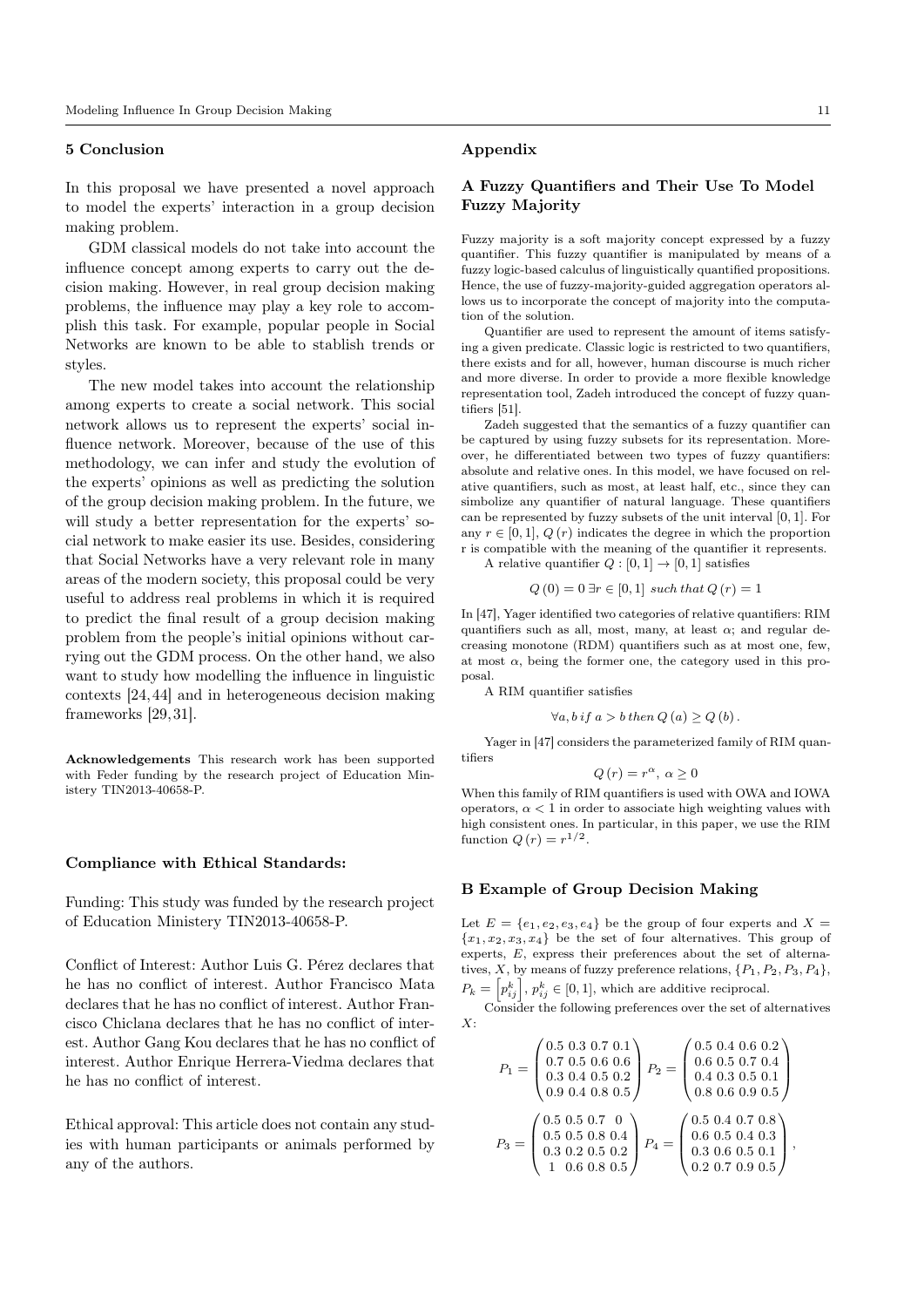## 5 Conclusion

In this proposal we have presented a novel approach to model the experts' interaction in a group decision making problem.

GDM classical models do not take into account the influence concept among experts to carry out the decision making. However, in real group decision making problems, the influence may play a key role to accomplish this task. For example, popular people in Social Networks are known to be able to stablish trends or styles.

The new model takes into account the relationship among experts to create a social network. This social network allows us to represent the experts' social influence network. Moreover, because of the use of this methodology, we can infer and study the evolution of the experts' opinions as well as predicting the solution of the group decision making problem. In the future, we will study a better representation for the experts' social network to make easier its use. Besides, considering that Social Networks have a very relevant role in many areas of the modern society, this proposal could be very useful to address real problems in which it is required to predict the final result of a group decision making problem from the people's initial opinions without carrying out the GDM process. On the other hand, we also want to study how modelling the influence in linguistic contexts [24,44] and in heterogeneous decision making frameworks [29,31].

**Acknowledgements** This research work has been supported with Feder funding by the research project of Education Ministery TIN2013-40658-P.

### Compliance with Ethical Standards:

Funding: This study was funded by the research project of Education Ministery TIN2013-40658-P.

Conflict of Interest: Author Luis G. Pérez declares that he has no conflict of interest. Author Francisco Mata declares that he has no conflict of interest. Author Francisco Chiclana declares that he has no conflict of interest. Author Gang Kou declares that he has no conflict of interest. Author Enrique Herrera-Viedma declares that he has no conflict of interest.

Ethical approval: This article does not contain any studies with human participants or animals performed by any of the authors.

## Appendix

## A Fuzzy Quantifiers and Their Use To Model Fuzzy Majority

Fuzzy majority is a soft majority concept expressed by a fuzzy quantifier. This fuzzy quantifier is manipulated by means of a fuzzy logic-based calculus of linguistically quantified propositions. Hence, the use of fuzzy-majority-guided aggregation operators allows us to incorporate the concept of majority into the computation of the solution.

Quantifier are used to represent the amount of items satisfying a given predicate. Classic logic is restricted to two quantifiers, there exists and for all, however, human discourse is much richer and more diverse. In order to provide a more flexible knowledge representation tool, Zadeh introduced the concept of fuzzy quantifiers [51].

Zadeh suggested that the semantics of a fuzzy quantifier can be captured by using fuzzy subsets for its representation. Moreover, he differentiated between two types of fuzzy quantifiers: absolute and relative ones. In this model, we have focused on relative quantifiers, such as most, at least half, etc., since they can simbolize any quantifier of natural language. These quantifiers can be represented by fuzzy subsets of the unit interval $[0,1]$. For any $r \in [0,1]$, $Q(r)$ indicates the degree in which the proportion r is compatible with the meaning of the quantifier it represents.

A relative quantifier $Q : [0,1] \rightarrow [0,1]$ satisfies

$$Q(0) = 0 \; \exists r \in [0,1] \; such\, that \, Q(r) = 1$$

In [47], Yager identified two categories of relative quantifiers: RIM quantifiers such as all, most, many, at least $\alpha$; and regular decreasing monotone (RDM) quantifiers such as at most one, few, at most $\alpha$, being the former one, the category used in this proposal.

A RIM quantifier satisfies

$$\forall a, b \; if \; a > b \; then \; Q(a) \geq Q(b).$$

Yager in [47] considers the parameterized family of RIM quantifiers

$$Q(r) = r^{\alpha}, \; \alpha \geq 0$$

When this family of RIM quantifiers is used with OWA and IOWA operators, $\alpha < 1$ in order to associate high weighting values with high consistent ones. In particular, in this paper, we use the RIM function $Q(r) = r^{1/2}$.

## B Example of Group Decision Making

Let $E = \{e_1, e_2, e_3, e_4\}$ be the group of four experts and $X = \{x_1, x_2, x_3, x_4\}$ be the set of four alternatives. This group of experts, $E$, express their preferences about the set of alternatives, $X$, by means of fuzzy preference relations, $\{P_1, P_2, P_3, P_4\}$, $P_k = \left[p_{ij}^k\right]$, $p_{ij}^k \in [0,1]$, which are additive reciprocal.

Consider the following preferences over the set of alternatives $X$:

$$P_1 = \begin{pmatrix} 0.5 & 0.3 & 0.7 & 0.1 \\ 0.7 & 0.5 & 0.6 & 0.6 \\ 0.3 & 0.4 & 0.5 & 0.2 \\ 0.9 & 0.4 & 0.8 & 0.5 \end{pmatrix} \; P_2 = \begin{pmatrix} 0.5 & 0.4 & 0.6 & 0.2 \\ 0.6 & 0.5 & 0.7 & 0.4 \\ 0.4 & 0.3 & 0.5 & 0.1 \\ 0.8 & 0.6 & 0.9 & 0.5 \end{pmatrix}$$

$$P_3 = \begin{pmatrix} 0.5 & 0.5 & 0.7 & 0 \\ 0.5 & 0.5 & 0.8 & 0.4 \\ 0.3 & 0.2 & 0.5 & 0.2 \\ 1 & 0.6 & 0.8 & 0.5 \end{pmatrix} \; P_4 = \begin{pmatrix} 0.5 & 0.4 & 0.7 & 0.8 \\ 0.6 & 0.5 & 0.4 & 0.3 \\ 0.3 & 0.6 & 0.5 & 0.1 \\ 0.2 & 0.7 & 0.9 & 0.5 \end{pmatrix},$$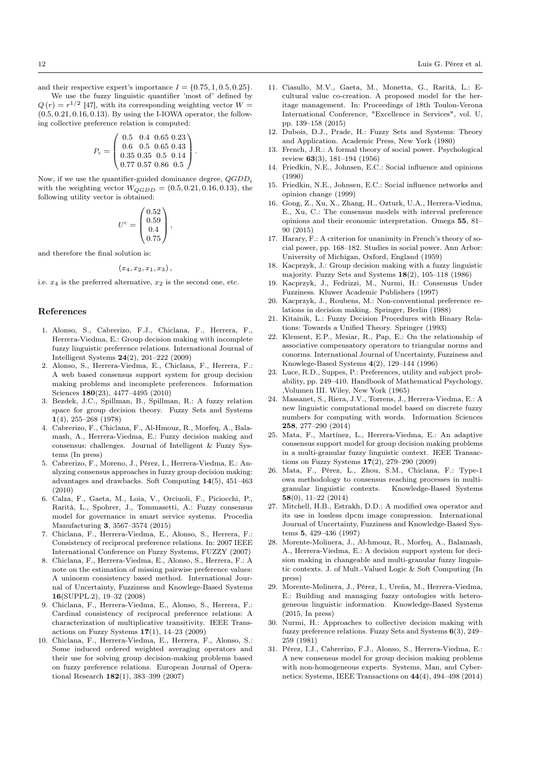and their respective expert's importance $I = \{0.75, 1, 0.5, 0.25\}$.

We use the fuzzy linguistic quantifier 'most of' defined by $Q(r) = r^{1/2}$ [47], with its corresponding weighting vector $W = (0.5, 0.21, 0.16, 0.13)$. By using the I-IOWA operator, the following collective preference relation is computed:

$$P_c = \begin{pmatrix} 0.5 & 0.4 & 0.65 & 0.23 \\ 0.6 & 0.5 & 0.65 & 0.43 \\ 0.35 & 0.35 & 0.5 & 0.14 \\ 0.77 & 0.57 & 0.86 & 0.5 \end{pmatrix}.$$

Now, if we use the quantifier-guided dominance degree, $QGDD_i$ with the weighting vector $W_{QGDD} = (0.5, 0.21, 0.16, 0.13)$, the following utility vector is obtained:

$$U^c = \begin{pmatrix} 0.52 \\ 0.59 \\ 0.4 \\ 0.75 \end{pmatrix},$$

and therefore the final solution is:

$$(x_4, x_2, x_1, x_3),$$

i.e. $x_4$ is the preferred alternative, $x_2$ is the second one, etc.

## References

1. Alonso, S., Cabrerizo, F.J., Chiclana, F., Herrera, F., Herrera-Viedma, E.: Group decision making with incomplete fuzzy linguistic preference relations. International Journal of Intelligent Systems **24**(2), 201–222 (2009)
2. Alonso, S., Herrera-Viedma, E., Chiclana, F., Herrera, F.: A web based consensus support system for group decision making problems and incomplete preferences. Information Sciences **180**(23), 4477–4495 (2010)
3. Bezdek, J.C., Spillman, B., Spillman, R.: A fuzzy relation space for group decision theory. Fuzzy Sets and Systems **1**(4), 255–268 (1978)
4. Cabrerizo, F., Chiclana, F., Al-Hmouz, R., Morfeq, A., Balamash, A., Herrera-Viedma, E.: Fuzzy decision making and consensus: challenges. Journal of Intelligent & Fuzzy Systems (In press)
5. Cabrerizo, F., Moreno, J., Pérez, I., Herrera-Viedma, E.: Analyzing consensus approaches in fuzzy group decision making: advantages and drawbacks. Soft Computing **14**(5), 451–463 (2010)
6. Calza, F., Gaeta, M., Loia, V., Orciuoli, F., Piciocchi, P., Rarità, L., Spohrer, J., Tommasetti, A.: Fuzzy consensus model for governance in smart service systems. Procedia Manufacturing **3**, 3567–3574 (2015)
7. Chiclana, F., Herrera-Viedma, E., Alonso, S., Herrera, F.: Consistency of reciprocal preference relations. In: 2007 IEEE International Conference on Fuzzy Systems, FUZZY (2007)
8. Chiclana, F., Herrera-Viedma, E., Alonso, S., Herrera, F.: A note on the estimation of missing pairwise preference values: A uninorm consistency based method. International Journal of Uncertainty, Fuzziness and Knowlege-Based Systems **16**(SUPPL.2), 19–32 (2008)
9. Chiclana, F., Herrera-Viedma, E., Alonso, S., Herrera, F.: Cardinal consistency of reciprocal preference relations: A characterization of multiplicative transitivity. IEEE Transactions on Fuzzy Systems **17**(1), 14–23 (2009)
10. Chiclana, F., Herrera-Viedma, E., Herrera, F., Alonso, S.: Some induced ordered weighted averaging operators and their use for solving group decision-making problems based on fuzzy preference relations. European Journal of Operational Research **182**(1), 383–399 (2007)
11. Ciasullo, M.V., Gaeta, M., Monetta, G., Rarità, L.: E-cultural value co-creation. A proposed model for the heritage management. In: Proceedings of 18th Toulon-Verona International Conference, "Excellence in Services", vol. U, pp. 139–158 (2015)
12. Dubois, D.J., Prade, H.: Fuzzy Sets and Systems: Theory and Application. Academic Press, New York (1980)
13. French, J.R.: A formal theory of social power. Psychological review **63**(3), 181–194 (1956)
14. Friedkin, N.E., Johnsen, E.C.: Social influence and opinions (1990)
15. Friedkin, N.E., Johnsen, E.C.: Social influence networks and opinion change (1999)
16. Gong, Z., Xu, X., Zhang, H., Ozturk, U.A., Herrera-Viedma, E., Xu, C.: The consensus models with interval preference opinions and their economic interpretation. Omega **55**, 81–90 (2015)
17. Harary, F.: A criterion for unanimity in French's theory of social power, pp. 168–182. Studies in social power. Ann Arbor: University of Michigan, Oxford, England (1959)
18. Kacprzyk, J.: Group decision making with a fuzzy linguistic majority. Fuzzy Sets and Systems **18**(2), 105–118 (1986)
19. Kacprzyk, J., Fedrizzi, M., Nurmi, H.: Consensus Under Fuzziness. Kluwer Academic Publishers (1997)
20. Kacprzyk, J., Roubens, M.: Non-conventional preference relations in decision making. Springer, Berlin (1988)
21. Kitainik, L.: Fuzzy Decision Procedures with Binary Relations: Towards a Unified Theory. Springer (1993)
22. Klement, E.P., Mesiar, R., Pap, E.: On the relationship of associative compensatory operators to triangular norms and conorms. International Journal of Uncertainty, Fuzziness and Knowlege-Based Systems **4**(2), 129–144 (1996)
23. Luce, R.D., Suppes, P.: Preferences, utility and subject probability, pp. 249–410. Handbook of Mathematical Psychology, ,Volumen III. Wiley, New York (1965)
24. Massanet, S., Riera, J.V., Torrens, J., Herrera-Viedma, E.: A new linguistic computational model based on discrete fuzzy numbers for computing with words. Information Sciences **258**, 277–290 (2014)
25. Mata, F., Martínez, L., Herrera-Viedma, E.: An adaptive consensus support model for group decision making problems in a multi-granular fuzzy linguistic context. IEEE Transactions on Fuzzy Systems **17**(2), 279–290 (2009)
26. Mata, F., Pérez, L., Zhou, S.M., Chiclana, F.: Type-1 owa methodology to consensus reaching processes in multi-granular linguistic contexts. Knowledge-Based Systems **58**(0), 11–22 (2014)
27. Mitchell, H.B., Estrakh, D.D.: A modified owa operator and its use in lossless dpcm image compression. International Journal of Uncertainty, Fuzziness and Knowledge-Based Systems **5**, 429–436 (1997)
28. Morente-Molinera, J., Al-hmouz, R., Morfeq, A., Balamash, A., Herrera-Viedma, E.: A decision support system for decision making in changeable and multi-granular fuzzy linguistic contexts. J. of Mult.-Valued Logic & Soft Computing (In press)
29. Morente-Molinera, J., Pérez, I., Ureña, M., Herrera-Viedma, E.: Building and managing fuzzy ontologies with heterogeneous linguistic information. Knowledge-Based Systems (2015, In press)
30. Nurmi, H.: Approaches to collective decision making with fuzzy preference relations. Fuzzy Sets and Systems **6**(3), 249–259 (1981)
31. Pérez, I.J., Cabrerizo, F.J., Alonso, S., Herrera-Viedma, E.: A new consensus model for group decision making problems with non-homogeneous experts. Systems, Man, and Cybernetics: Systems, IEEE Transactions on **44**(4), 494–498 (2014)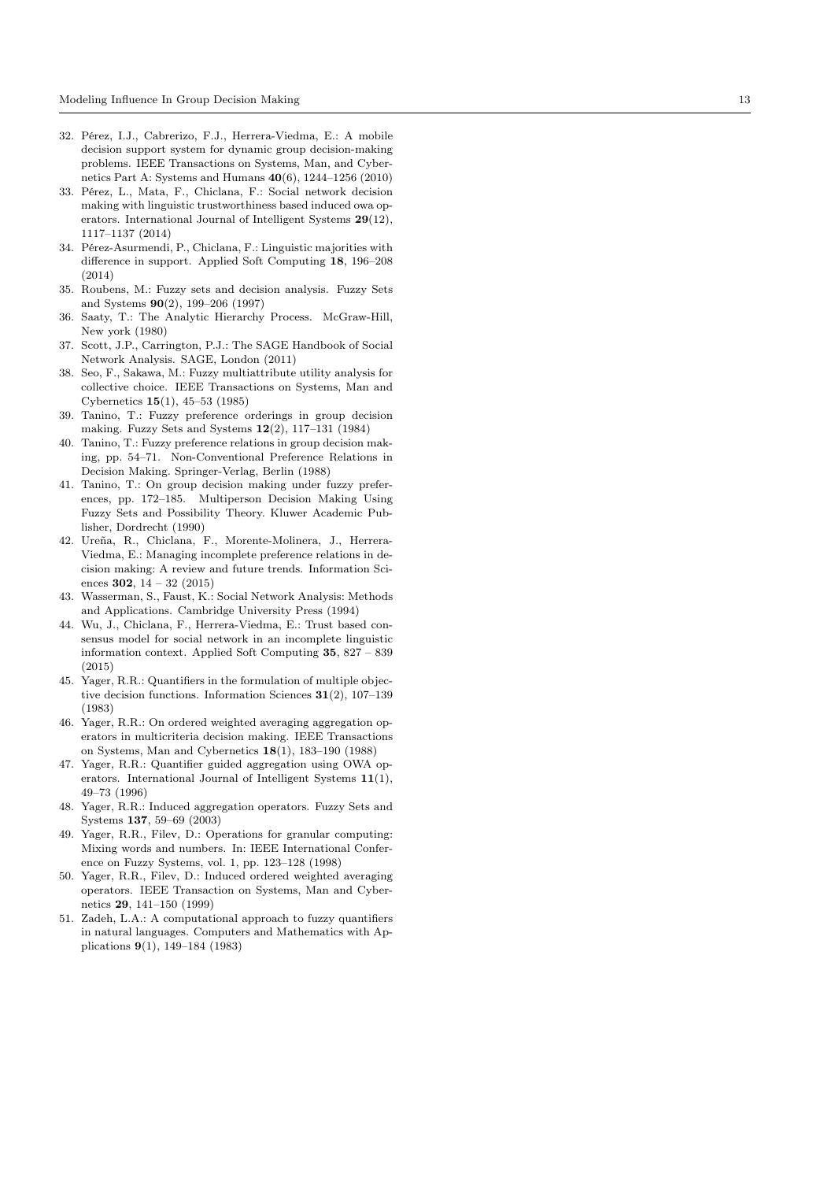32. Pérez, I.J., Cabrerizo, F.J., Herrera-Viedma, E.: A mobile decision support system for dynamic group decision-making problems. IEEE Transactions on Systems, Man, and Cybernetics Part A: Systems and Humans **40**(6), 1244–1256 (2010)
33. Pérez, L., Mata, F., Chiclana, F.: Social network decision making with linguistic trustworthiness based induced owa operators. International Journal of Intelligent Systems **29**(12), 1117–1137 (2014)
34. Pérez-Asurmendi, P., Chiclana, F.: Linguistic majorities with difference in support. Applied Soft Computing **18**, 196–208 (2014)
35. Roubens, M.: Fuzzy sets and decision analysis. Fuzzy Sets and Systems **90**(2), 199–206 (1997)
36. Saaty, T.: The Analytic Hierarchy Process. McGraw-Hill, New york (1980)
37. Scott, J.P., Carrington, P.J.: The SAGE Handbook of Social Network Analysis. SAGE, London (2011)
38. Seo, F., Sakawa, M.: Fuzzy multiattribute utility analysis for collective choice. IEEE Transactions on Systems, Man and Cybernetics **15**(1), 45–53 (1985)
39. Tanino, T.: Fuzzy preference orderings in group decision making. Fuzzy Sets and Systems **12**(2), 117–131 (1984)
40. Tanino, T.: Fuzzy preference relations in group decision making, pp. 54–71. Non-Conventional Preference Relations in Decision Making. Springer-Verlag, Berlin (1988)
41. Tanino, T.: On group decision making under fuzzy preferences, pp. 172–185. Multiperson Decision Making Using Fuzzy Sets and Possibility Theory. Kluwer Academic Publisher, Dordrecht (1990)
42. Ureña, R., Chiclana, F., Morente-Molinera, J., Herrera-Viedma, E.: Managing incomplete preference relations in decision making: A review and future trends. Information Sciences **302**, 14 – 32 (2015)
43. Wasserman, S., Faust, K.: Social Network Analysis: Methods and Applications. Cambridge University Press (1994)
44. Wu, J., Chiclana, F., Herrera-Viedma, E.: Trust based consensus model for social network in an incomplete linguistic information context. Applied Soft Computing **35**, 827 – 839 (2015)
45. Yager, R.R.: Quantifiers in the formulation of multiple objective decision functions. Information Sciences **31**(2), 107–139 (1983)
46. Yager, R.R.: On ordered weighted averaging aggregation operators in multicriteria decision making. IEEE Transactions on Systems, Man and Cybernetics **18**(1), 183–190 (1988)
47. Yager, R.R.: Quantifier guided aggregation using OWA operators. International Journal of Intelligent Systems **11**(1), 49–73 (1996)
48. Yager, R.R.: Induced aggregation operators. Fuzzy Sets and Systems **137**, 59–69 (2003)
49. Yager, R.R., Filev, D.: Operations for granular computing: Mixing words and numbers. In: IEEE International Conference on Fuzzy Systems, vol. 1, pp. 123–128 (1998)
50. Yager, R.R., Filev, D.: Induced ordered weighted averaging operators. IEEE Transaction on Systems, Man and Cybernetics **29**, 141–150 (1999)
51. Zadeh, L.A.: A computational approach to fuzzy quantifiers in natural languages. Computers and Mathematics with Applications **9**(1), 149–184 (1983)